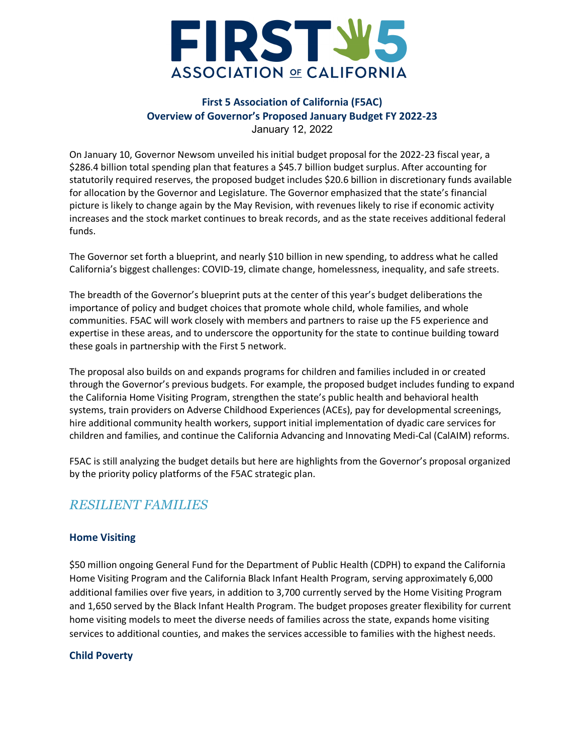# FIRST 5 ASSOCIATION OF CALIFORNIA

## First 5 Association of California (F5AC)
## Overview of Governor's Proposed January Budget FY 2022-23

January 12, 2022

On January 10, Governor Newsom unveiled his initial budget proposal for the 2022-23 fiscal year, a $286.4 billion total spending plan that features a $45.7 billion budget surplus. After accounting for statutorily required reserves, the proposed budget includes $20.6 billion in discretionary funds available for allocation by the Governor and Legislature. The Governor emphasized that the state's financial picture is likely to change again by the May Revision, with revenues likely to rise if economic activity increases and the stock market continues to break records, and as the state receives additional federal funds.

The Governor set forth a blueprint, and nearly $10 billion in new spending, to address what he called California's biggest challenges: COVID-19, climate change, homelessness, inequality, and safe streets.

The breadth of the Governor's blueprint puts at the center of this year's budget deliberations the importance of policy and budget choices that promote whole child, whole families, and whole communities. F5AC will work closely with members and partners to raise up the F5 experience and expertise in these areas, and to underscore the opportunity for the state to continue building toward these goals in partnership with the First 5 network.

The proposal also builds on and expands programs for children and families included in or created through the Governor's previous budgets. For example, the proposed budget includes funding to expand the California Home Visiting Program, strengthen the state's public health and behavioral health systems, train providers on Adverse Childhood Experiences (ACEs), pay for developmental screenings, hire additional community health workers, support initial implementation of dyadic care services for children and families, and continue the California Advancing and Innovating Medi-Cal (CalAIM) reforms.

F5AC is still analyzing the budget details but here are highlights from the Governor's proposal organized by the priority policy platforms of the F5AC strategic plan.

## *RESILIENT FAMILIES*

### Home Visiting

$50 million ongoing General Fund for the Department of Public Health (CDPH) to expand the California Home Visiting Program and the California Black Infant Health Program, serving approximately 6,000 additional families over five years, in addition to 3,700 currently served by the Home Visiting Program and 1,650 served by the Black Infant Health Program. The budget proposes greater flexibility for current home visiting models to meet the diverse needs of families across the state, expands home visiting services to additional counties, and makes the services accessible to families with the highest needs.

### Child Poverty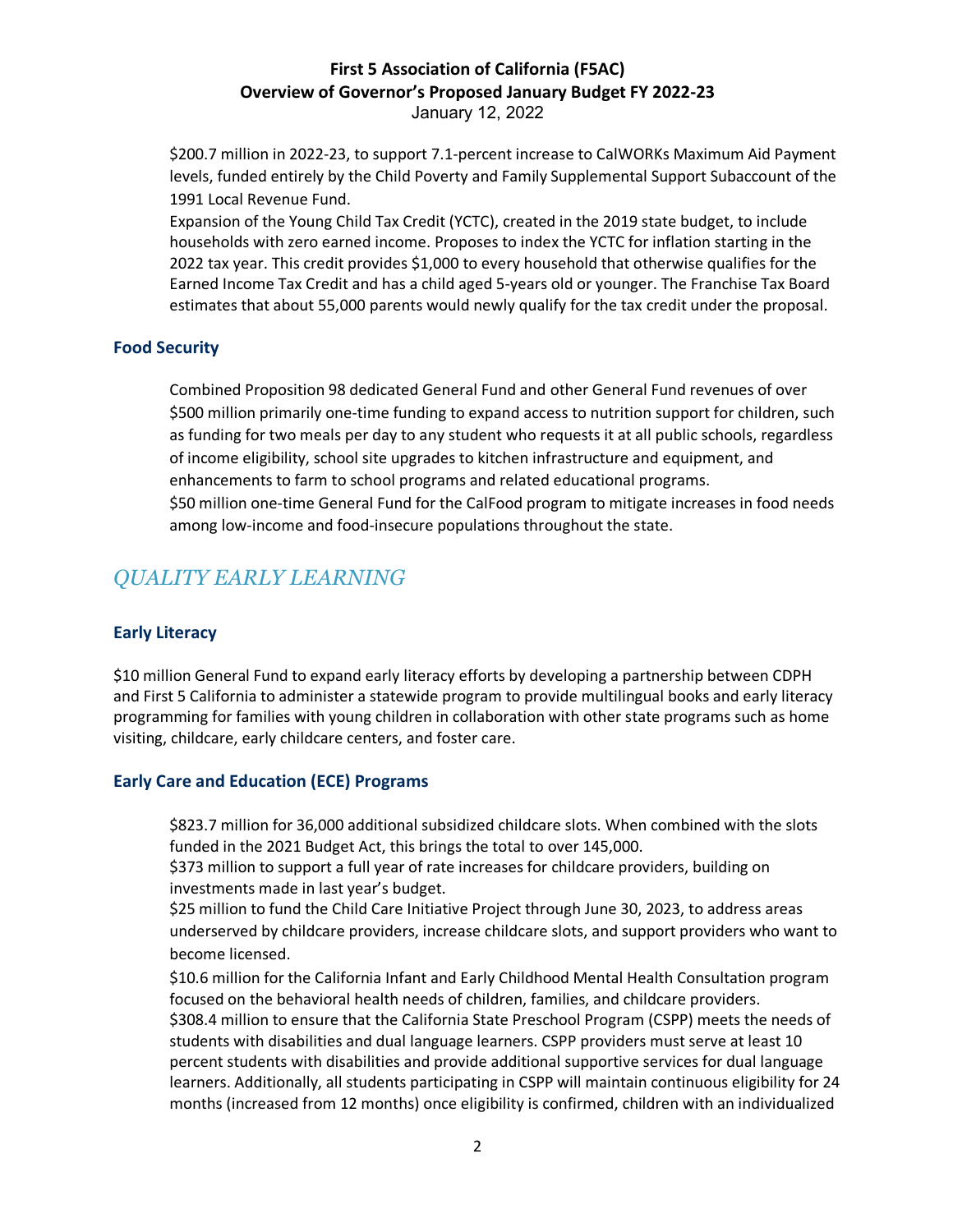$200.7 million in 2022-23, to support 7.1-percent increase to CalWORKs Maximum Aid Payment levels, funded entirely by the Child Poverty and Family Supplemental Support Subaccount of the 1991 Local Revenue Fund.

Expansion of the Young Child Tax Credit (YCTC), created in the 2019 state budget, to include households with zero earned income. Proposes to index the YCTC for inflation starting in the 2022 tax year. This credit provides $1,000 to every household that otherwise qualifies for the Earned Income Tax Credit and has a child aged 5-years old or younger. The Franchise Tax Board estimates that about 55,000 parents would newly qualify for the tax credit under the proposal.

### Food Security

Combined Proposition 98 dedicated General Fund and other General Fund revenues of over $500 million primarily one-time funding to expand access to nutrition support for children, such as funding for two meals per day to any student who requests it at all public schools, regardless of income eligibility, school site upgrades to kitchen infrastructure and equipment, and enhancements to farm to school programs and related educational programs.

$50 million one-time General Fund for the CalFood program to mitigate increases in food needs among low-income and food-insecure populations throughout the state.

## *QUALITY EARLY LEARNING*

### Early Literacy

$10 million General Fund to expand early literacy efforts by developing a partnership between CDPH and First 5 California to administer a statewide program to provide multilingual books and early literacy programming for families with young children in collaboration with other state programs such as home visiting, childcare, early childcare centers, and foster care.

### Early Care and Education (ECE) Programs

$823.7 million for 36,000 additional subsidized childcare slots. When combined with the slots funded in the 2021 Budget Act, this brings the total to over 145,000.

$373 million to support a full year of rate increases for childcare providers, building on investments made in last year's budget.

$25 million to fund the Child Care Initiative Project through June 30, 2023, to address areas underserved by childcare providers, increase childcare slots, and support providers who want to become licensed.

$10.6 million for the California Infant and Early Childhood Mental Health Consultation program focused on the behavioral health needs of children, families, and childcare providers.

$308.4 million to ensure that the California State Preschool Program (CSPP) meets the needs of students with disabilities and dual language learners. CSPP providers must serve at least 10 percent students with disabilities and provide additional supportive services for dual language learners. Additionally, all students participating in CSPP will maintain continuous eligibility for 24 months (increased from 12 months) once eligibility is confirmed, children with an individualized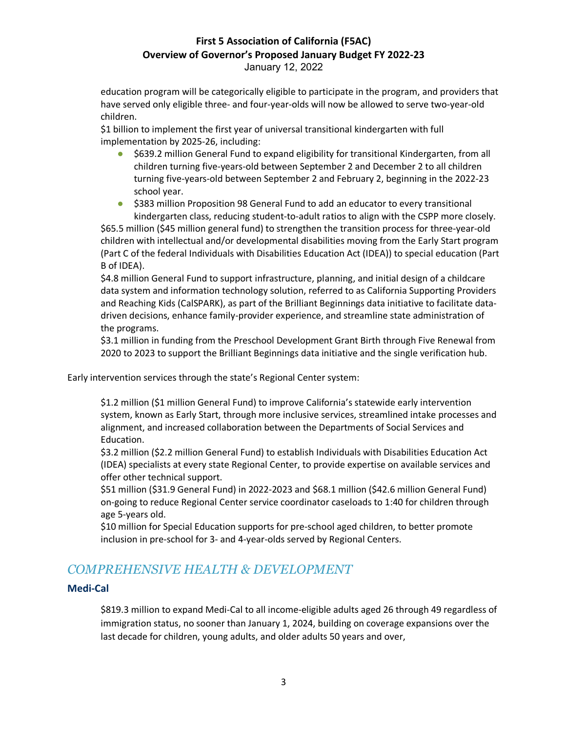education program will be categorically eligible to participate in the program, and providers that have served only eligible three- and four-year-olds will now be allowed to serve two-year-old children.

$1 billion to implement the first year of universal transitional kindergarten with full implementation by 2025-26, including:

- $639.2 million General Fund to expand eligibility for transitional Kindergarten, from all children turning five-years-old between September 2 and December 2 to all children turning five-years-old between September 2 and February 2, beginning in the 2022-23 school year.
- $383 million Proposition 98 General Fund to add an educator to every transitional kindergarten class, reducing student-to-adult ratios to align with the CSPP more closely.

$65.5 million ($45 million general fund) to strengthen the transition process for three-year-old children with intellectual and/or developmental disabilities moving from the Early Start program (Part C of the federal Individuals with Disabilities Education Act (IDEA)) to special education (Part B of IDEA).

$4.8 million General Fund to support infrastructure, planning, and initial design of a childcare data system and information technology solution, referred to as California Supporting Providers and Reaching Kids (CalSPARK), as part of the Brilliant Beginnings data initiative to facilitate data-driven decisions, enhance family-provider experience, and streamline state administration of the programs.

$3.1 million in funding from the Preschool Development Grant Birth through Five Renewal from 2020 to 2023 to support the Brilliant Beginnings data initiative and the single verification hub.

Early intervention services through the state's Regional Center system:

$1.2 million ($1 million General Fund) to improve California's statewide early intervention system, known as Early Start, through more inclusive services, streamlined intake processes and alignment, and increased collaboration between the Departments of Social Services and Education.

$3.2 million ($2.2 million General Fund) to establish Individuals with Disabilities Education Act (IDEA) specialists at every state Regional Center, to provide expertise on available services and offer other technical support.

$51 million ($31.9 General Fund) in 2022-2023 and $68.1 million ($42.6 million General Fund) on-going to reduce Regional Center service coordinator caseloads to 1:40 for children through age 5-years old.

$10 million for Special Education supports for pre-school aged children, to better promote inclusion in pre-school for 3- and 4-year-olds served by Regional Centers.

## *COMPREHENSIVE HEALTH & DEVELOPMENT*

### Medi-Cal

$819.3 million to expand Medi-Cal to all income-eligible adults aged 26 through 49 regardless of immigration status, no sooner than January 1, 2024, building on coverage expansions over the last decade for children, young adults, and older adults 50 years and over,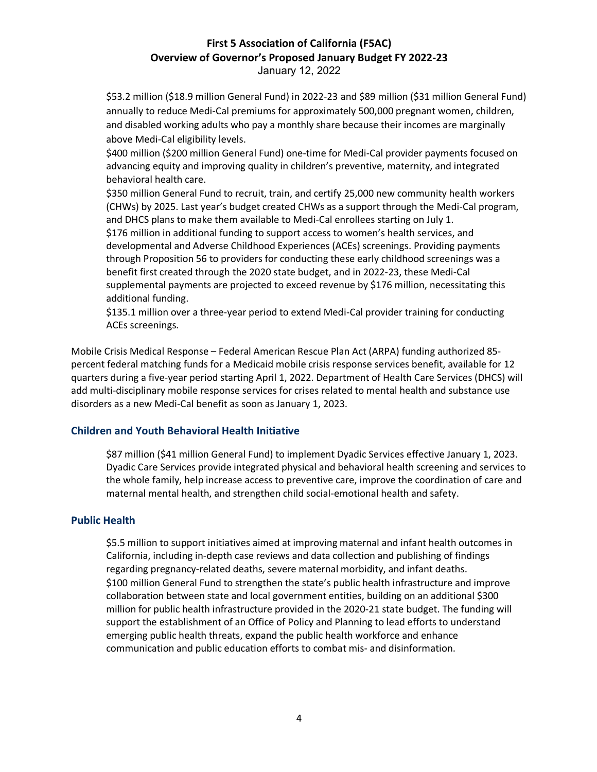$53.2 million ($18.9 million General Fund) in 2022-23 and $89 million ($31 million General Fund) annually to reduce Medi-Cal premiums for approximately 500,000 pregnant women, children, and disabled working adults who pay a monthly share because their incomes are marginally above Medi-Cal eligibility levels.

$400 million ($200 million General Fund) one-time for Medi-Cal provider payments focused on advancing equity and improving quality in children's preventive, maternity, and integrated behavioral health care.

$350 million General Fund to recruit, train, and certify 25,000 new community health workers (CHWs) by 2025. Last year's budget created CHWs as a support through the Medi-Cal program, and DHCS plans to make them available to Medi-Cal enrollees starting on July 1.

$176 million in additional funding to support access to women's health services, and developmental and Adverse Childhood Experiences (ACEs) screenings. Providing payments through Proposition 56 to providers for conducting these early childhood screenings was a benefit first created through the 2020 state budget, and in 2022-23, these Medi-Cal supplemental payments are projected to exceed revenue by $176 million, necessitating this additional funding.

$135.1 million over a three-year period to extend Medi-Cal provider training for conducting ACEs screenings.

Mobile Crisis Medical Response – Federal American Rescue Plan Act (ARPA) funding authorized 85-percent federal matching funds for a Medicaid mobile crisis response services benefit, available for 12 quarters during a five-year period starting April 1, 2022. Department of Health Care Services (DHCS) will add multi-disciplinary mobile response services for crises related to mental health and substance use disorders as a new Medi-Cal benefit as soon as January 1, 2023.

## Children and Youth Behavioral Health Initiative

$87 million ($41 million General Fund) to implement Dyadic Services effective January 1, 2023. Dyadic Care Services provide integrated physical and behavioral health screening and services to the whole family, help increase access to preventive care, improve the coordination of care and maternal mental health, and strengthen child social-emotional health and safety.

## Public Health

$5.5 million to support initiatives aimed at improving maternal and infant health outcomes in California, including in-depth case reviews and data collection and publishing of findings regarding pregnancy-related deaths, severe maternal morbidity, and infant deaths.

$100 million General Fund to strengthen the state's public health infrastructure and improve collaboration between state and local government entities, building on an additional $300 million for public health infrastructure provided in the 2020-21 state budget. The funding will support the establishment of an Office of Policy and Planning to lead efforts to understand emerging public health threats, expand the public health workforce and enhance communication and public education efforts to combat mis- and disinformation.